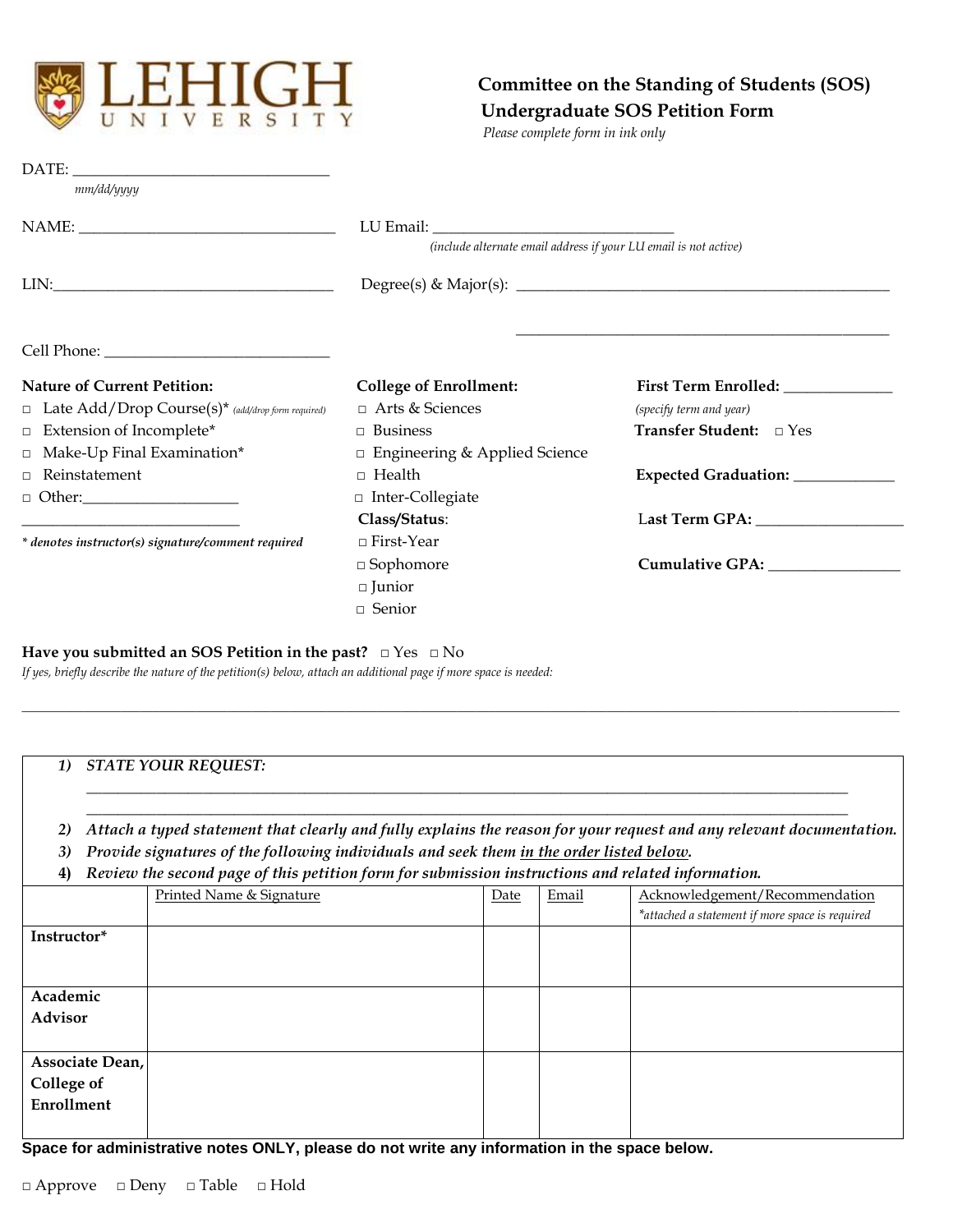LEHIGH UNIVERSITY

# Committee on the Standing of Students (SOS)
## Undergraduate SOS Petition Form

*Please complete form in ink only*

DATE: ______________________________
*mm/dd/yyyy*

NAME: ______________________________ LU Email: ____________________________
*(include alternate email address if your LU email is not active)*

LIN:_________________________________ Degree(s) & Major(s): ______________________________________________

______________________________________________

Cell Phone: ___________________________

**Nature of Current Petition:**

- □ Late Add/Drop Course(s)* *(add/drop form required)*
- □ Extension of Incomplete*
- □ Make-Up Final Examination*
- □ Reinstatement
- □ Other:___________________

___________________________

*** denotes instructor(s) signature/comment required**

**College of Enrollment:**

- □ Arts & Sciences
- □ Business
- □ Engineering & Applied Science
- □ Health
- □ Inter-Collegiate

**Class/Status**:

- □ First-Year
- □ Sophomore
- □ Junior
- □ Senior

**First Term Enrolled:** _____________
*(specify term and year)*

**Transfer Student:** □ Yes

**Expected Graduation:** ____________

**Last Term GPA:** _________________

**Cumulative GPA:** ________________

**Have you submitted an SOS Petition in the past?** □ Yes □ No
*If yes, briefly describe the nature of the petition(s) below, attach an additional page if more space is needed:*

______________________________________________________________________________________________

1) ***STATE YOUR REQUEST:***
   ______________________________________________________________________________________________
   ______________________________________________________________________________________________
2) ***Attach a typed statement that clearly and fully explains the reason for your request and any relevant documentation.***
3) ***Provide signatures of the following individuals and seek them in the order listed below.***
4) ***Review the second page of this petition form for submission instructions and related information.***

| | Printed Name & Signature | Date | Email | Acknowledgement/Recommendation *\*attached a statement if more space is required* |
|---|---|---|---|---|
| **Instructor*** | | | | |
| **Academic Advisor** | | | | |
| **Associate Dean, College of Enrollment** | | | | |

**Space for administrative notes ONLY, please do not write any information in the space below.**

□ Approve □ Deny □ Table □ Hold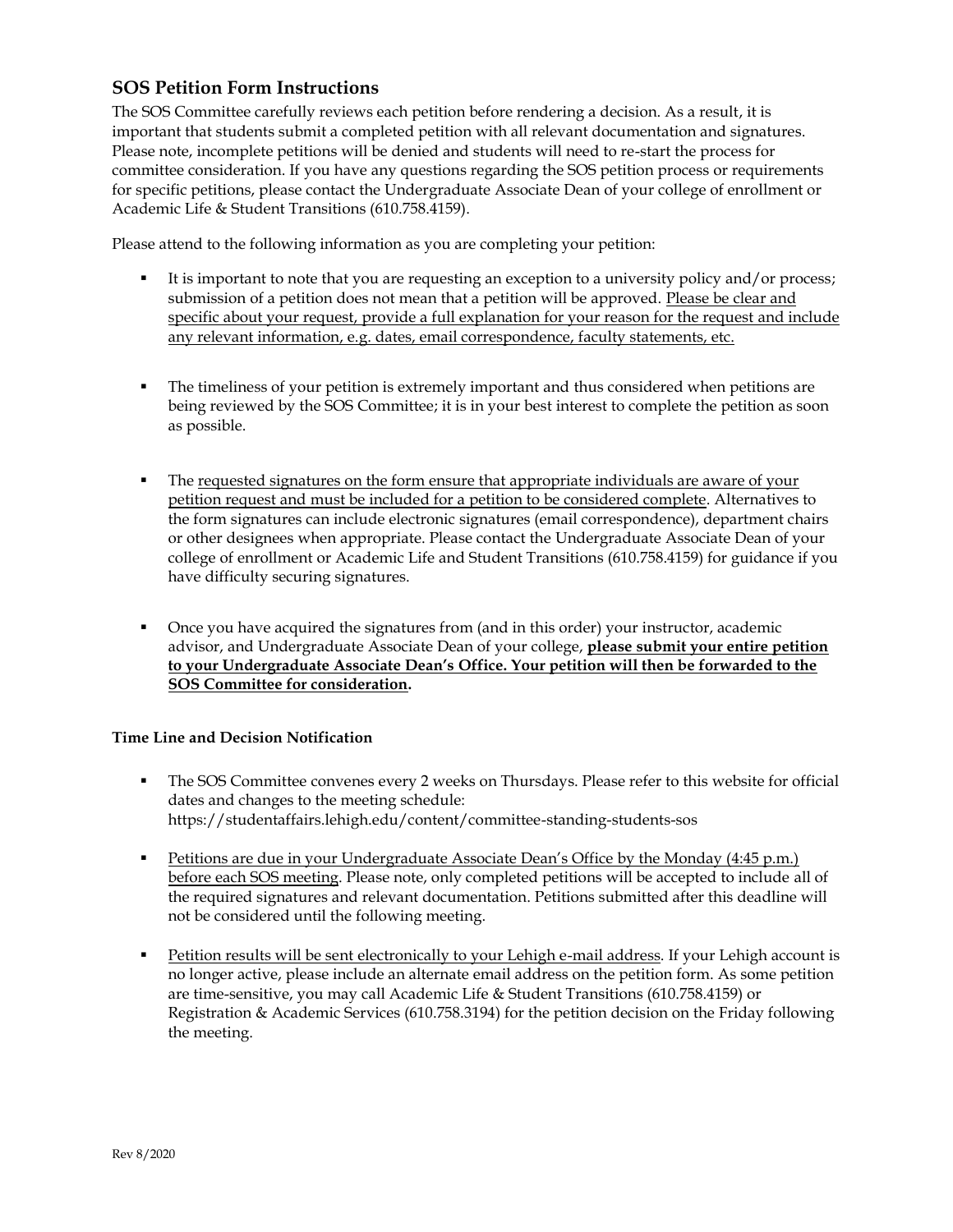## SOS Petition Form Instructions

The SOS Committee carefully reviews each petition before rendering a decision. As a result, it is important that students submit a completed petition with all relevant documentation and signatures. Please note, incomplete petitions will be denied and students will need to re-start the process for committee consideration. If you have any questions regarding the SOS petition process or requirements for specific petitions, please contact the Undergraduate Associate Dean of your college of enrollment or Academic Life & Student Transitions (610.758.4159).

Please attend to the following information as you are completing your petition:

- It is important to note that you are requesting an exception to a university policy and/or process; submission of a petition does not mean that a petition will be approved. Please be clear and specific about your request, provide a full explanation for your reason for the request and include any relevant information, e.g. dates, email correspondence, faculty statements, etc.

- The timeliness of your petition is extremely important and thus considered when petitions are being reviewed by the SOS Committee; it is in your best interest to complete the petition as soon as possible.

- The requested signatures on the form ensure that appropriate individuals are aware of your petition request and must be included for a petition to be considered complete. Alternatives to the form signatures can include electronic signatures (email correspondence), department chairs or other designees when appropriate. Please contact the Undergraduate Associate Dean of your college of enrollment or Academic Life and Student Transitions (610.758.4159) for guidance if you have difficulty securing signatures.

- Once you have acquired the signatures from (and in this order) your instructor, academic advisor, and Undergraduate Associate Dean of your college, **please submit your entire petition to your Undergraduate Associate Dean's Office. Your petition will then be forwarded to the SOS Committee for consideration.**

### Time Line and Decision Notification

- The SOS Committee convenes every 2 weeks on Thursdays. Please refer to this website for official dates and changes to the meeting schedule: https://studentaffairs.lehigh.edu/content/committee-standing-students-sos

- Petitions are due in your Undergraduate Associate Dean's Office by the Monday (4:45 p.m.) before each SOS meeting. Please note, only completed petitions will be accepted to include all of the required signatures and relevant documentation. Petitions submitted after this deadline will not be considered until the following meeting.

- Petition results will be sent electronically to your Lehigh e-mail address. If your Lehigh account is no longer active, please include an alternate email address on the petition form. As some petition are time-sensitive, you may call Academic Life & Student Transitions (610.758.4159) or Registration & Academic Services (610.758.3194) for the petition decision on the Friday following the meeting.

Rev 8/2020